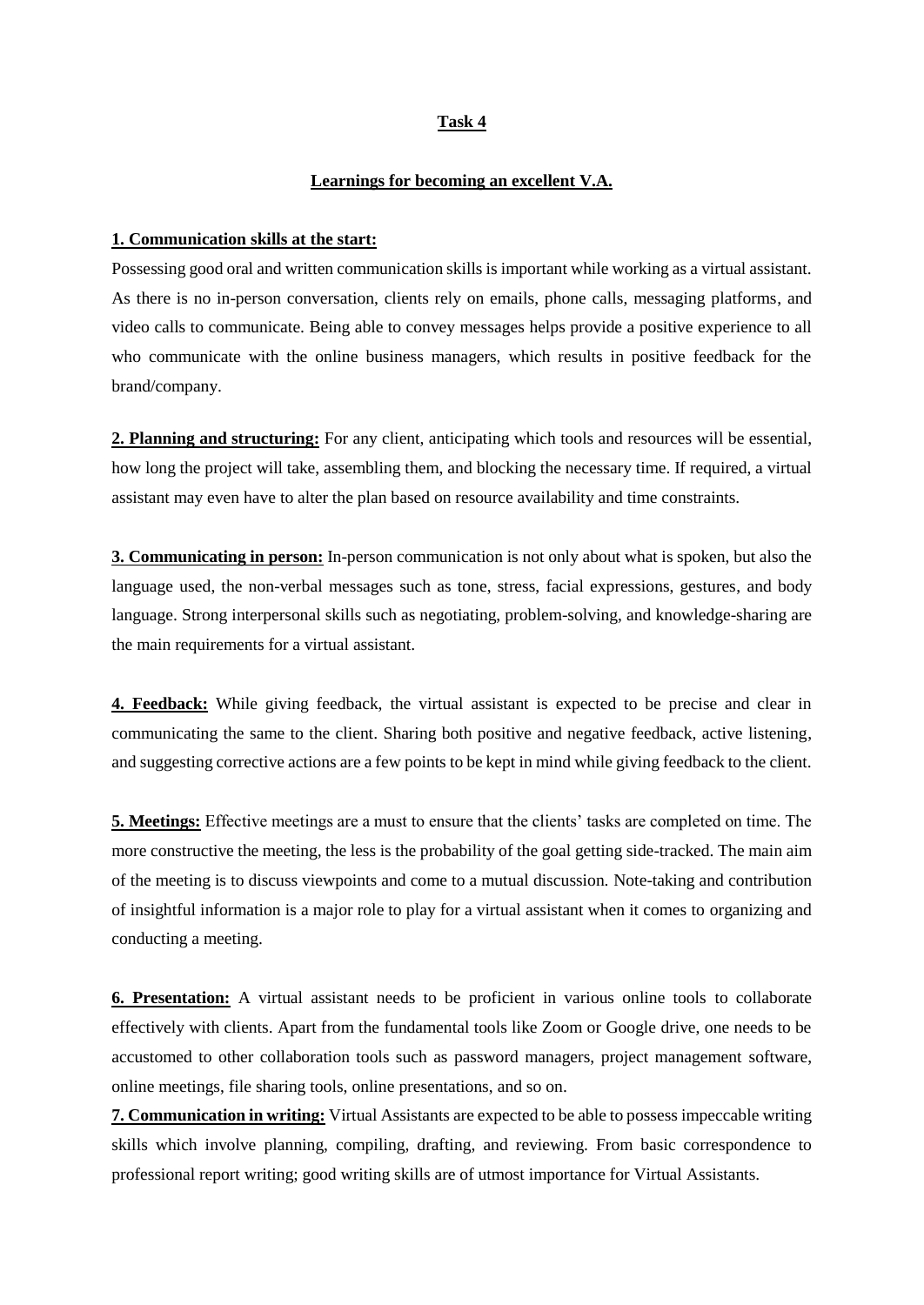## Task 4

### Learnings for becoming an excellent V.A.

**1. Communication skills at the start:**

Possessing good oral and written communication skills is important while working as a virtual assistant. As there is no in-person conversation, clients rely on emails, phone calls, messaging platforms, and video calls to communicate. Being able to convey messages helps provide a positive experience to all who communicate with the online business managers, which results in positive feedback for the brand/company.

**2. Planning and structuring:** For any client, anticipating which tools and resources will be essential, how long the project will take, assembling them, and blocking the necessary time. If required, a virtual assistant may even have to alter the plan based on resource availability and time constraints.

**3. Communicating in person:** In-person communication is not only about what is spoken, but also the language used, the non-verbal messages such as tone, stress, facial expressions, gestures, and body language. Strong interpersonal skills such as negotiating, problem-solving, and knowledge-sharing are the main requirements for a virtual assistant.

**4. Feedback:** While giving feedback, the virtual assistant is expected to be precise and clear in communicating the same to the client. Sharing both positive and negative feedback, active listening, and suggesting corrective actions are a few points to be kept in mind while giving feedback to the client.

**5. Meetings:** Effective meetings are a must to ensure that the clients' tasks are completed on time. The more constructive the meeting, the less is the probability of the goal getting side-tracked. The main aim of the meeting is to discuss viewpoints and come to a mutual discussion. Note-taking and contribution of insightful information is a major role to play for a virtual assistant when it comes to organizing and conducting a meeting.

**6. Presentation:** A virtual assistant needs to be proficient in various online tools to collaborate effectively with clients. Apart from the fundamental tools like Zoom or Google drive, one needs to be accustomed to other collaboration tools such as password managers, project management software, online meetings, file sharing tools, online presentations, and so on.

**7. Communication in writing:** Virtual Assistants are expected to be able to possess impeccable writing skills which involve planning, compiling, drafting, and reviewing. From basic correspondence to professional report writing; good writing skills are of utmost importance for Virtual Assistants.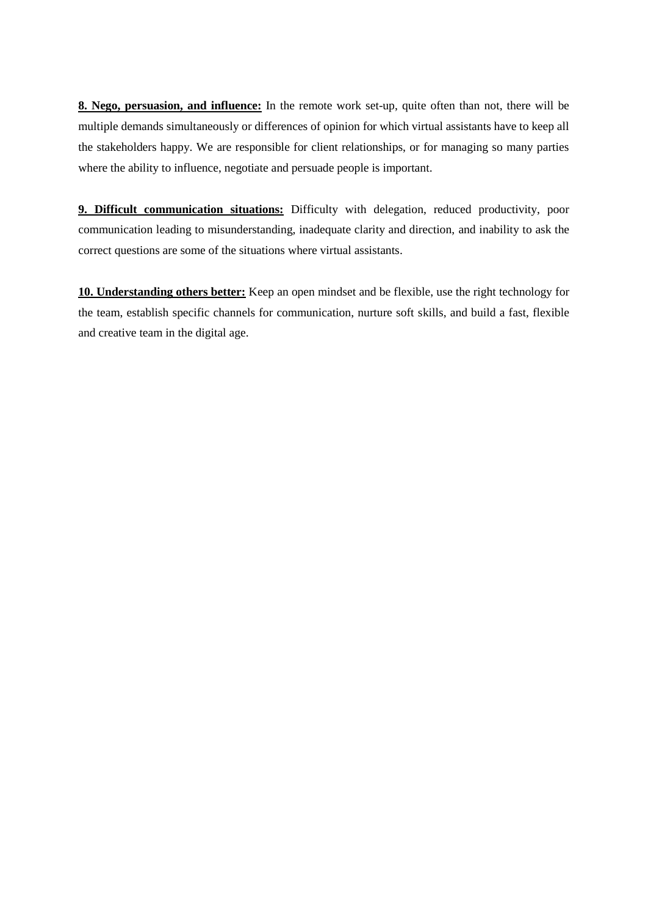**<u>8. Nego, persuasion, and influence:</u>** In the remote work set-up, quite often than not, there will be multiple demands simultaneously or differences of opinion for which virtual assistants have to keep all the stakeholders happy. We are responsible for client relationships, or for managing so many parties where the ability to influence, negotiate and persuade people is important.

**<u>9. Difficult communication situations:</u>** Difficulty with delegation, reduced productivity, poor communication leading to misunderstanding, inadequate clarity and direction, and inability to ask the correct questions are some of the situations where virtual assistants.

**<u>10. Understanding others better:</u>** Keep an open mindset and be flexible, use the right technology for the team, establish specific channels for communication, nurture soft skills, and build a fast, flexible and creative team in the digital age.